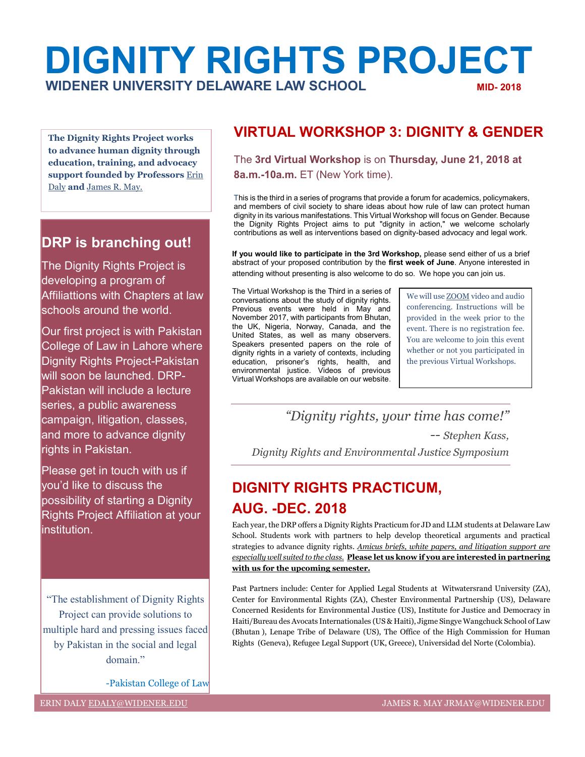# DIGNITY RIGHTS PROJECT

**WIDENER UNIVERSITY DELAWARE LAW SCHOOL** MID- 2018

**The Dignity Rights Project works to advance human dignity through education, training, and advocacy support founded by Professors** Erin Daly **and** James R. May.

## DRP is branching out!

The Dignity Rights Project is developing a program of Affiliattions with Chapters at law schools around the world.

Our first project is with Pakistan College of Law in Lahore where Dignity Rights Project-Pakistan will soon be launched. DRP-Pakistan will include a lecture series, a public awareness campaign, litigation, classes, and more to advance dignity rights in Pakistan.

Please get in touch with us if you'd like to discuss the possibility of starting a Dignity Rights Project Affiliation at your institution.

"The establishment of Dignity Rights Project can provide solutions to multiple hard and pressing issues faced by Pakistan in the social and legal domain."

-Pakistan College of Law

## VIRTUAL WORKSHOP 3: DIGNITY & GENDER

The **3rd Virtual Workshop** is on **Thursday, June 21, 2018 at 8a.m.-10a.m.** ET (New York time).

This is the third in a series of programs that provide a forum for academics, policymakers, and members of civil society to share ideas about how rule of law can protect human dignity in its various manifestations. This Virtual Workshop will focus on Gender. Because the Dignity Rights Project aims to put "dignity in action," we welcome scholarly contributions as well as interventions based on dignity-based advocacy and legal work.

**If you would like to participate in the 3rd Workshop,** please send either of us a brief abstract of your proposed contribution by the **first week of June**. Anyone interested in attending without presenting is also welcome to do so. We hope you can join us.

The Virtual Workshop is the Third in a series of conversations about the study of dignity rights. Previous events were held in May and November 2017, with participants from Bhutan, the UK, Nigeria, Norway, Canada, and the United States, as well as many observers. Speakers presented papers on the role of dignity rights in a variety of contexts, including education, prisoner's rights, health, and environmental justice. Videos of previous Virtual Workshops are available on our website.

We will use ZOOM video and audio conferencing. Instructions will be provided in the week prior to the event. There is no registration fee. You are welcome to join this event whether or not you participated in the previous Virtual Workshops.

*"Dignity rights, your time has come!"*

*-- Stephen Kass,*

*Dignity Rights and Environmental Justice Symposium*

## DIGNITY RIGHTS PRACTICUM, AUG. -DEC. 2018

Each year, the DRP offers a Dignity Rights Practicum for JD and LLM students at Delaware Law School. Students work with partners to help develop theoretical arguments and practical strategies to advance dignity rights. *Amicus briefs, white papers, and litigation support are especially well suited to the class.* **Please let us know if you are interested in partnering with us for the upcoming semester.**

Past Partners include: Center for Applied Legal Students at Witwatersrand University (ZA), Center for Environmental Rights (ZA), Chester Environmental Partnership (US), Delaware Concerned Residents for Environmental Justice (US), Institute for Justice and Democracy in Haiti/Bureau des Avocats Internationales (US & Haiti), Jigme Singye Wangchuck School of Law (Bhutan ), Lenape Tribe of Delaware (US), The Office of the High Commission for Human Rights (Geneva), Refugee Legal Support (UK, Greece), Universidad del Norte (Colombia).

ERIN DALY EDALY@WIDENER.EDU JAMES R. MAY JRMAY@WIDENER.EDU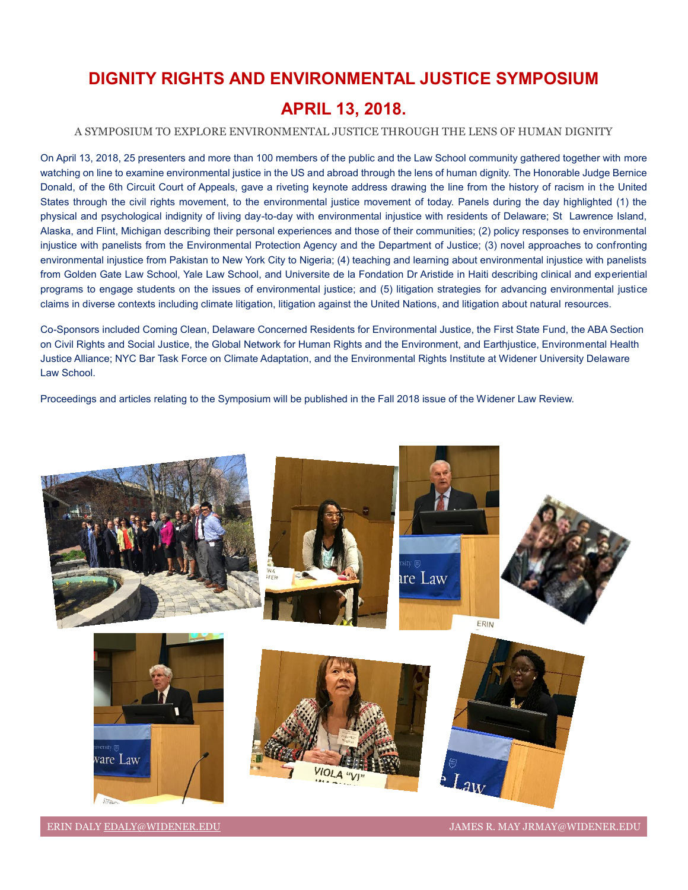# DIGNITY RIGHTS AND ENVIRONMENTAL JUSTICE SYMPOSIUM

# APRIL 13, 2018.

A SYMPOSIUM TO EXPLORE ENVIRONMENTAL JUSTICE THROUGH THE LENS OF HUMAN DIGNITY

On April 13, 2018, 25 presenters and more than 100 members of the public and the Law School community gathered together with more watching on line to examine environmental justice in the US and abroad through the lens of human dignity. The Honorable Judge Bernice Donald, of the 6th Circuit Court of Appeals, gave a riveting keynote address drawing the line from the history of racism in the United States through the civil rights movement, to the environmental justice movement of today. Panels during the day highlighted (1) the physical and psychological indignity of living day-to-day with environmental injustice with residents of Delaware; St Lawrence Island, Alaska, and Flint, Michigan describing their personal experiences and those of their communities; (2) policy responses to environmental injustice with panelists from the Environmental Protection Agency and the Department of Justice; (3) novel approaches to confronting environmental injustice from Pakistan to New York City to Nigeria; (4) teaching and learning about environmental injustice with panelists from Golden Gate Law School, Yale Law School, and Universite de la Fondation Dr Aristide in Haiti describing clinical and experiential programs to engage students on the issues of environmental justice; and (5) litigation strategies for advancing environmental justice claims in diverse contexts including climate litigation, litigation against the United Nations, and litigation about natural resources.

Co-Sponsors included Coming Clean, Delaware Concerned Residents for Environmental Justice, the First State Fund, the ABA Section on Civil Rights and Social Justice, the Global Network for Human Rights and the Environment, and Earthjustice, Environmental Health Justice Alliance; NYC Bar Task Force on Climate Adaptation, and the Environmental Rights Institute at Widener University Delaware Law School.

Proceedings and articles relating to the Symposium will be published in the Fall 2018 issue of the Widener Law Review.

ERIN DALY EDALY@WIDENER.EDU JAMES R. MAY JRMAY@WIDENER.EDU